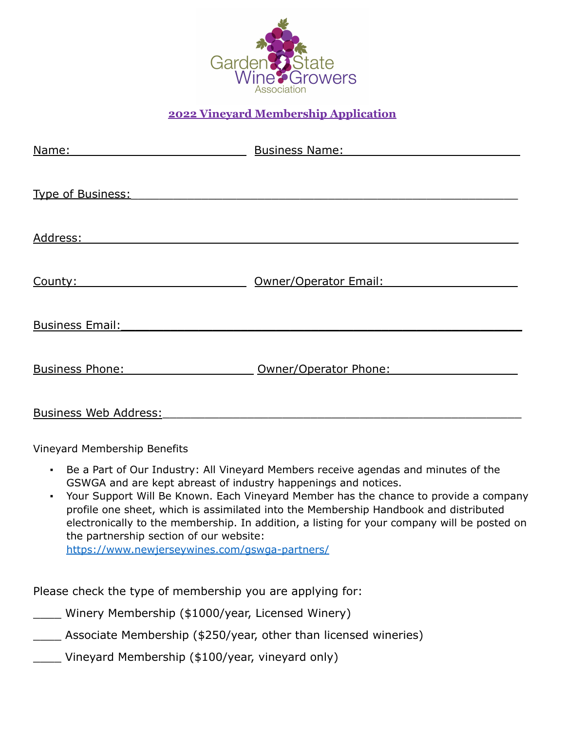Garden State Wine Growers Association

## 2022 Vineyard Membership Application

Name:_________________________ Business Name:_________________________

Type of Business:______________________________________________________

Address:__________________________________________________________

County:_________________________ Owner/Operator Email:___________________

Business Email:______________________________________________________

Business Phone:___________________ Owner/Operator Phone:__________________

Business Web Address:________________________________________________

Vineyard Membership Benefits

- Be a Part of Our Industry: All Vineyard Members receive agendas and minutes of the GSWGA and are kept abreast of industry happenings and notices.
- Your Support Will Be Known. Each Vineyard Member has the chance to provide a company profile one sheet, which is assimilated into the Membership Handbook and distributed electronically to the membership. In addition, a listing for your company will be posted on the partnership section of our website: https://www.newjerseywines.com/gswga-partners/

Please check the type of membership you are applying for:

____ Winery Membership ($1000/year, Licensed Winery)

____ Associate Membership ($250/year, other than licensed wineries)

____ Vineyard Membership ($100/year, vineyard only)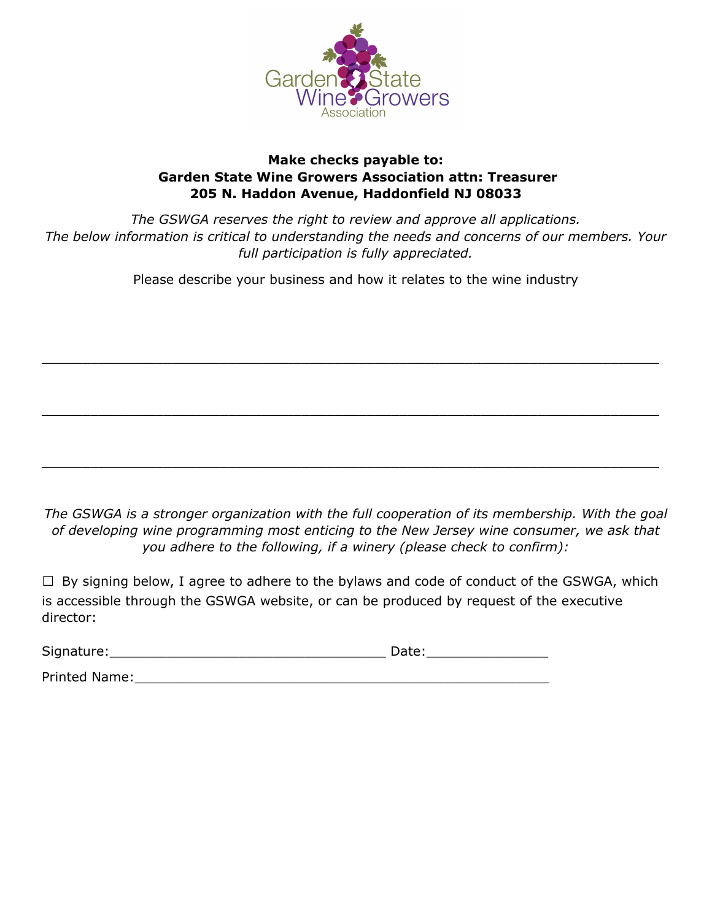Garden State Wine Growers Association

**Make checks payable to:**
**Garden State Wine Growers Association attn: Treasurer**
**205 N. Haddon Avenue, Haddonfield NJ 08033**

*The GSWGA reserves the right to review and approve all applications.*
*The below information is critical to understanding the needs and concerns of our members. Your full participation is fully appreciated.*

Please describe your business and how it relates to the wine industry

___________________________________________________________________________

___________________________________________________________________________

___________________________________________________________________________

*The GSWGA is a stronger organization with the full cooperation of its membership. With the goal of developing wine programming most enticing to the New Jersey wine consumer, we ask that you adhere to the following, if a winery (please check to confirm):*

☐ By signing below, I agree to adhere to the bylaws and code of conduct of the GSWGA, which is accessible through the GSWGA website, or can be produced by request of the executive director:

Signature:__________________________________ Date:_______________

Printed Name:___________________________________________________